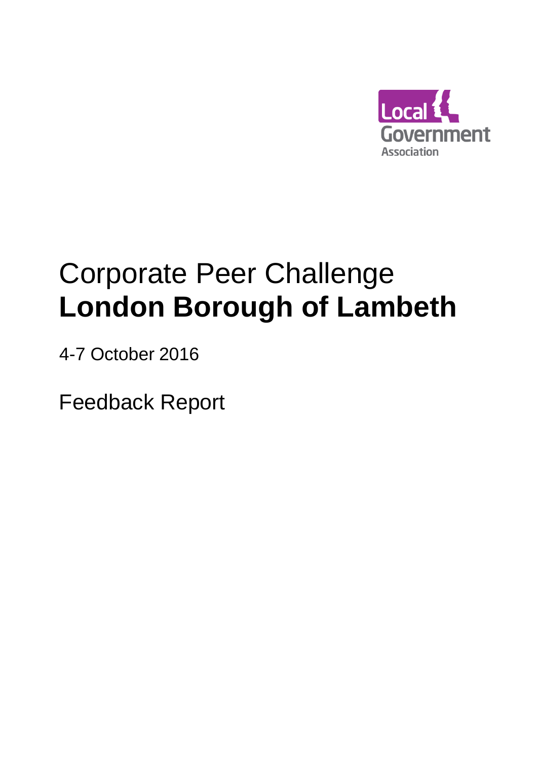Local Government Association

# Corporate Peer Challenge
# **London Borough of Lambeth**

4-7 October 2016

Feedback Report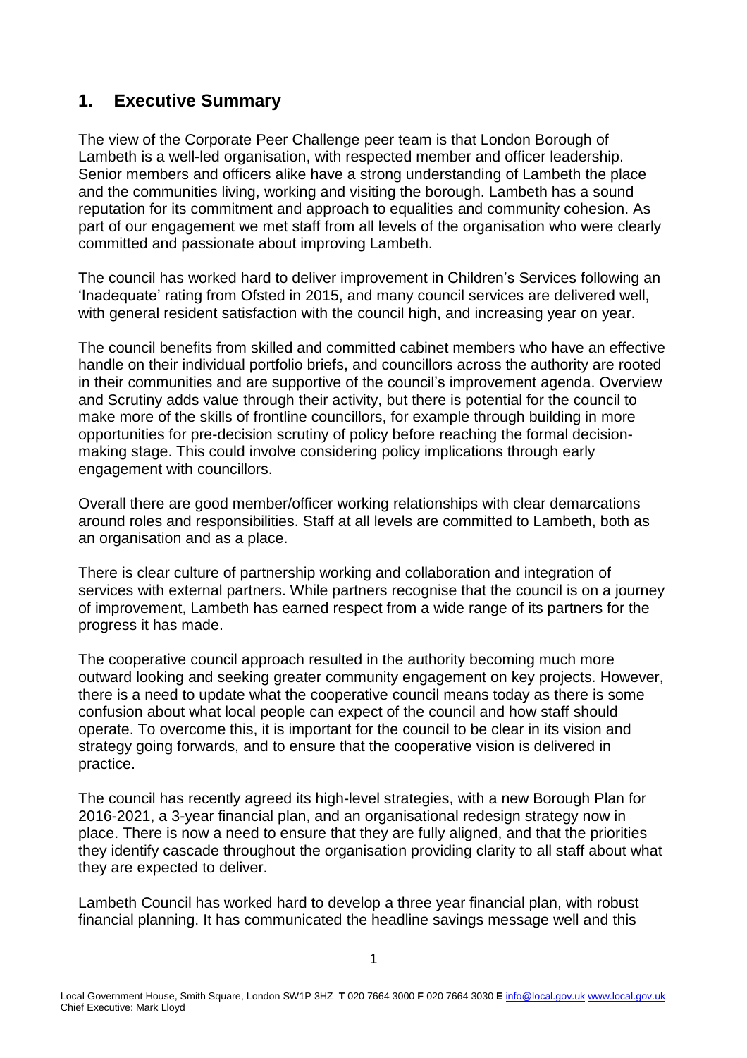## 1. Executive Summary

The view of the Corporate Peer Challenge peer team is that London Borough of Lambeth is a well-led organisation, with respected member and officer leadership. Senior members and officers alike have a strong understanding of Lambeth the place and the communities living, working and visiting the borough. Lambeth has a sound reputation for its commitment and approach to equalities and community cohesion. As part of our engagement we met staff from all levels of the organisation who were clearly committed and passionate about improving Lambeth.

The council has worked hard to deliver improvement in Children's Services following an 'Inadequate' rating from Ofsted in 2015, and many council services are delivered well, with general resident satisfaction with the council high, and increasing year on year.

The council benefits from skilled and committed cabinet members who have an effective handle on their individual portfolio briefs, and councillors across the authority are rooted in their communities and are supportive of the council's improvement agenda. Overview and Scrutiny adds value through their activity, but there is potential for the council to make more of the skills of frontline councillors, for example through building in more opportunities for pre-decision scrutiny of policy before reaching the formal decision-making stage. This could involve considering policy implications through early engagement with councillors.

Overall there are good member/officer working relationships with clear demarcations around roles and responsibilities. Staff at all levels are committed to Lambeth, both as an organisation and as a place.

There is clear culture of partnership working and collaboration and integration of services with external partners. While partners recognise that the council is on a journey of improvement, Lambeth has earned respect from a wide range of its partners for the progress it has made.

The cooperative council approach resulted in the authority becoming much more outward looking and seeking greater community engagement on key projects. However, there is a need to update what the cooperative council means today as there is some confusion about what local people can expect of the council and how staff should operate. To overcome this, it is important for the council to be clear in its vision and strategy going forwards, and to ensure that the cooperative vision is delivered in practice.

The council has recently agreed its high-level strategies, with a new Borough Plan for 2016-2021, a 3-year financial plan, and an organisational redesign strategy now in place. There is now a need to ensure that they are fully aligned, and that the priorities they identify cascade throughout the organisation providing clarity to all staff about what they are expected to deliver.

Lambeth Council has worked hard to develop a three year financial plan, with robust financial planning. It has communicated the headline savings message well and this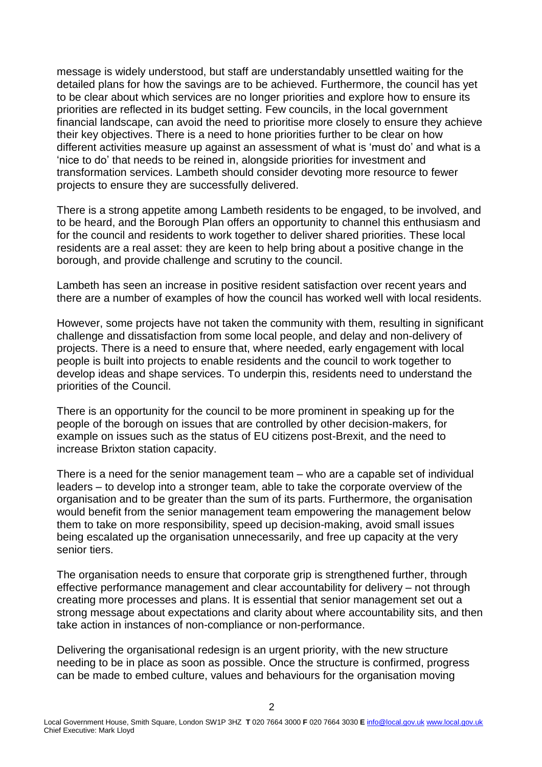message is widely understood, but staff are understandably unsettled waiting for the detailed plans for how the savings are to be achieved. Furthermore, the council has yet to be clear about which services are no longer priorities and explore how to ensure its priorities are reflected in its budget setting. Few councils, in the local government financial landscape, can avoid the need to prioritise more closely to ensure they achieve their key objectives. There is a need to hone priorities further to be clear on how different activities measure up against an assessment of what is 'must do' and what is a 'nice to do' that needs to be reined in, alongside priorities for investment and transformation services. Lambeth should consider devoting more resource to fewer projects to ensure they are successfully delivered.

There is a strong appetite among Lambeth residents to be engaged, to be involved, and to be heard, and the Borough Plan offers an opportunity to channel this enthusiasm and for the council and residents to work together to deliver shared priorities. These local residents are a real asset: they are keen to help bring about a positive change in the borough, and provide challenge and scrutiny to the council.

Lambeth has seen an increase in positive resident satisfaction over recent years and there are a number of examples of how the council has worked well with local residents.

However, some projects have not taken the community with them, resulting in significant challenge and dissatisfaction from some local people, and delay and non-delivery of projects. There is a need to ensure that, where needed, early engagement with local people is built into projects to enable residents and the council to work together to develop ideas and shape services. To underpin this, residents need to understand the priorities of the Council.

There is an opportunity for the council to be more prominent in speaking up for the people of the borough on issues that are controlled by other decision-makers, for example on issues such as the status of EU citizens post-Brexit, and the need to increase Brixton station capacity.

There is a need for the senior management team – who are a capable set of individual leaders – to develop into a stronger team, able to take the corporate overview of the organisation and to be greater than the sum of its parts. Furthermore, the organisation would benefit from the senior management team empowering the management below them to take on more responsibility, speed up decision-making, avoid small issues being escalated up the organisation unnecessarily, and free up capacity at the very senior tiers.

The organisation needs to ensure that corporate grip is strengthened further, through effective performance management and clear accountability for delivery – not through creating more processes and plans. It is essential that senior management set out a strong message about expectations and clarity about where accountability sits, and then take action in instances of non-compliance or non-performance.

Delivering the organisational redesign is an urgent priority, with the new structure needing to be in place as soon as possible. Once the structure is confirmed, progress can be made to embed culture, values and behaviours for the organisation moving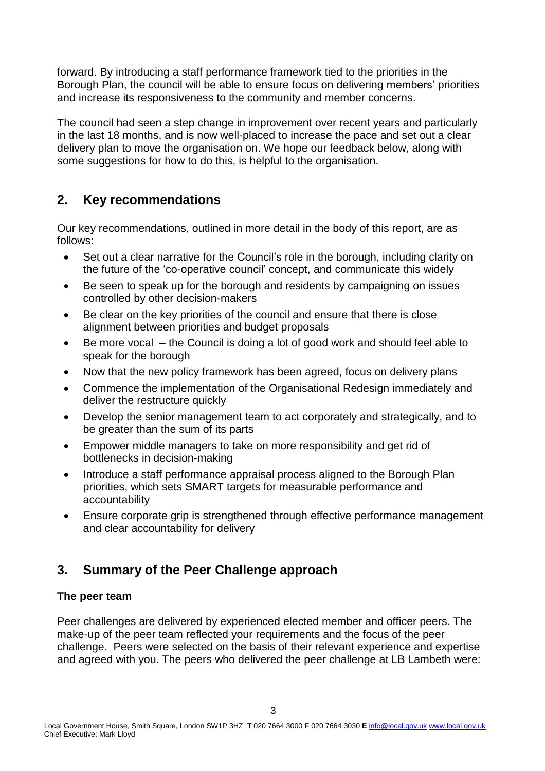forward. By introducing a staff performance framework tied to the priorities in the Borough Plan, the council will be able to ensure focus on delivering members' priorities and increase its responsiveness to the community and member concerns.

The council had seen a step change in improvement over recent years and particularly in the last 18 months, and is now well-placed to increase the pace and set out a clear delivery plan to move the organisation on. We hope our feedback below, along with some suggestions for how to do this, is helpful to the organisation.

## 2. Key recommendations

Our key recommendations, outlined in more detail in the body of this report, are as follows:

- Set out a clear narrative for the Council's role in the borough, including clarity on the future of the 'co-operative council' concept, and communicate this widely
- Be seen to speak up for the borough and residents by campaigning on issues controlled by other decision-makers
- Be clear on the key priorities of the council and ensure that there is close alignment between priorities and budget proposals
- Be more vocal – the Council is doing a lot of good work and should feel able to speak for the borough
- Now that the new policy framework has been agreed, focus on delivery plans
- Commence the implementation of the Organisational Redesign immediately and deliver the restructure quickly
- Develop the senior management team to act corporately and strategically, and to be greater than the sum of its parts
- Empower middle managers to take on more responsibility and get rid of bottlenecks in decision-making
- Introduce a staff performance appraisal process aligned to the Borough Plan priorities, which sets SMART targets for measurable performance and accountability
- Ensure corporate grip is strengthened through effective performance management and clear accountability for delivery

## 3. Summary of the Peer Challenge approach

**The peer team**

Peer challenges are delivered by experienced elected member and officer peers. The make-up of the peer team reflected your requirements and the focus of the peer challenge. Peers were selected on the basis of their relevant experience and expertise and agreed with you. The peers who delivered the peer challenge at LB Lambeth were: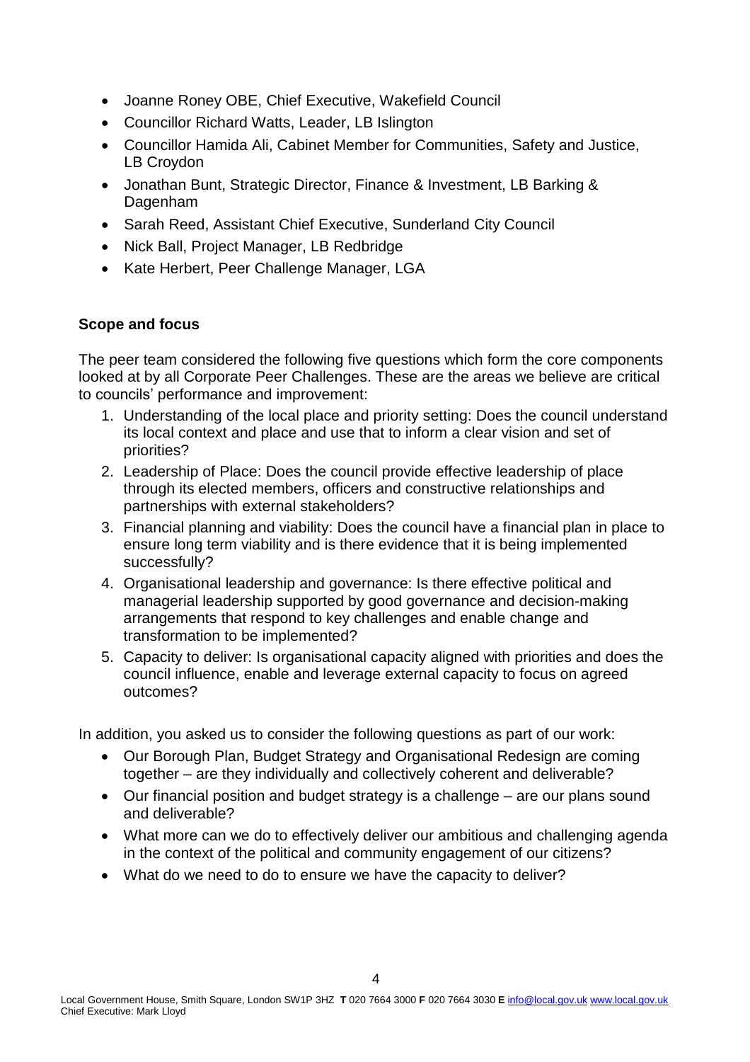- Joanne Roney OBE, Chief Executive, Wakefield Council
- Councillor Richard Watts, Leader, LB Islington
- Councillor Hamida Ali, Cabinet Member for Communities, Safety and Justice, LB Croydon
- Jonathan Bunt, Strategic Director, Finance & Investment, LB Barking & Dagenham
- Sarah Reed, Assistant Chief Executive, Sunderland City Council
- Nick Ball, Project Manager, LB Redbridge
- Kate Herbert, Peer Challenge Manager, LGA

**Scope and focus**

The peer team considered the following five questions which form the core components looked at by all Corporate Peer Challenges. These are the areas we believe are critical to councils' performance and improvement:

1. Understanding of the local place and priority setting: Does the council understand its local context and place and use that to inform a clear vision and set of priorities?
2. Leadership of Place: Does the council provide effective leadership of place through its elected members, officers and constructive relationships and partnerships with external stakeholders?
3. Financial planning and viability: Does the council have a financial plan in place to ensure long term viability and is there evidence that it is being implemented successfully?
4. Organisational leadership and governance: Is there effective political and managerial leadership supported by good governance and decision-making arrangements that respond to key challenges and enable change and transformation to be implemented?
5. Capacity to deliver: Is organisational capacity aligned with priorities and does the council influence, enable and leverage external capacity to focus on agreed outcomes?

In addition, you asked us to consider the following questions as part of our work:

- Our Borough Plan, Budget Strategy and Organisational Redesign are coming together – are they individually and collectively coherent and deliverable?
- Our financial position and budget strategy is a challenge – are our plans sound and deliverable?
- What more can we do to effectively deliver our ambitious and challenging agenda in the context of the political and community engagement of our citizens?
- What do we need to do to ensure we have the capacity to deliver?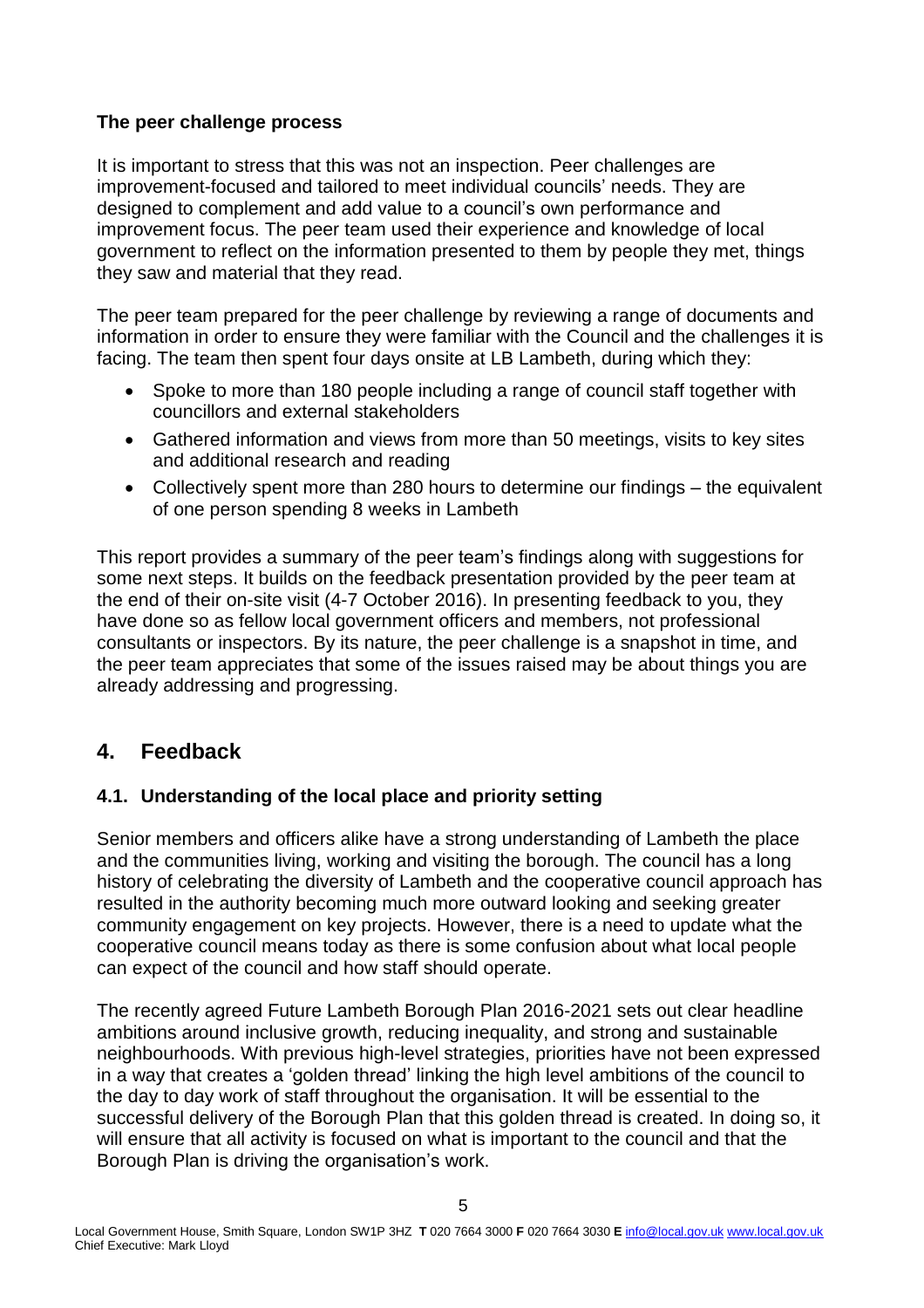**The peer challenge process**

It is important to stress that this was not an inspection. Peer challenges are improvement-focused and tailored to meet individual councils' needs. They are designed to complement and add value to a council's own performance and improvement focus. The peer team used their experience and knowledge of local government to reflect on the information presented to them by people they met, things they saw and material that they read.

The peer team prepared for the peer challenge by reviewing a range of documents and information in order to ensure they were familiar with the Council and the challenges it is facing. The team then spent four days onsite at LB Lambeth, during which they:

- Spoke to more than 180 people including a range of council staff together with councillors and external stakeholders
- Gathered information and views from more than 50 meetings, visits to key sites and additional research and reading
- Collectively spent more than 280 hours to determine our findings – the equivalent of one person spending 8 weeks in Lambeth

This report provides a summary of the peer team's findings along with suggestions for some next steps. It builds on the feedback presentation provided by the peer team at the end of their on-site visit (4-7 October 2016). In presenting feedback to you, they have done so as fellow local government officers and members, not professional consultants or inspectors. By its nature, the peer challenge is a snapshot in time, and the peer team appreciates that some of the issues raised may be about things you are already addressing and progressing.

## 4. Feedback

### 4.1. Understanding of the local place and priority setting

Senior members and officers alike have a strong understanding of Lambeth the place and the communities living, working and visiting the borough. The council has a long history of celebrating the diversity of Lambeth and the cooperative council approach has resulted in the authority becoming much more outward looking and seeking greater community engagement on key projects. However, there is a need to update what the cooperative council means today as there is some confusion about what local people can expect of the council and how staff should operate.

The recently agreed Future Lambeth Borough Plan 2016-2021 sets out clear headline ambitions around inclusive growth, reducing inequality, and strong and sustainable neighbourhoods. With previous high-level strategies, priorities have not been expressed in a way that creates a 'golden thread' linking the high level ambitions of the council to the day to day work of staff throughout the organisation. It will be essential to the successful delivery of the Borough Plan that this golden thread is created. In doing so, it will ensure that all activity is focused on what is important to the council and that the Borough Plan is driving the organisation's work.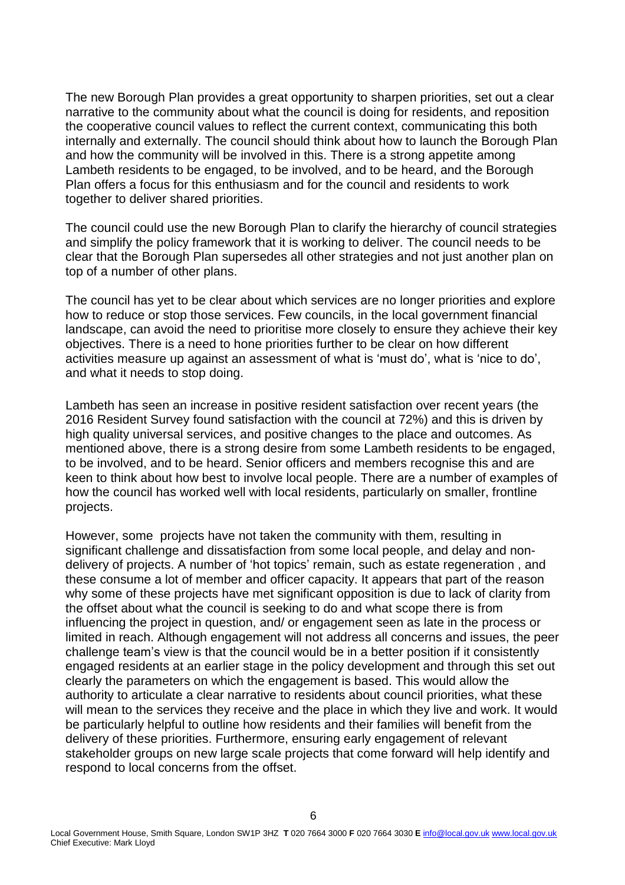The new Borough Plan provides a great opportunity to sharpen priorities, set out a clear narrative to the community about what the council is doing for residents, and reposition the cooperative council values to reflect the current context, communicating this both internally and externally. The council should think about how to launch the Borough Plan and how the community will be involved in this. There is a strong appetite among Lambeth residents to be engaged, to be involved, and to be heard, and the Borough Plan offers a focus for this enthusiasm and for the council and residents to work together to deliver shared priorities.

The council could use the new Borough Plan to clarify the hierarchy of council strategies and simplify the policy framework that it is working to deliver. The council needs to be clear that the Borough Plan supersedes all other strategies and not just another plan on top of a number of other plans.

The council has yet to be clear about which services are no longer priorities and explore how to reduce or stop those services. Few councils, in the local government financial landscape, can avoid the need to prioritise more closely to ensure they achieve their key objectives. There is a need to hone priorities further to be clear on how different activities measure up against an assessment of what is 'must do', what is 'nice to do', and what it needs to stop doing.

Lambeth has seen an increase in positive resident satisfaction over recent years (the 2016 Resident Survey found satisfaction with the council at 72%) and this is driven by high quality universal services, and positive changes to the place and outcomes. As mentioned above, there is a strong desire from some Lambeth residents to be engaged, to be involved, and to be heard. Senior officers and members recognise this and are keen to think about how best to involve local people. There are a number of examples of how the council has worked well with local residents, particularly on smaller, frontline projects.

However, some projects have not taken the community with them, resulting in significant challenge and dissatisfaction from some local people, and delay and non-delivery of projects. A number of 'hot topics' remain, such as estate regeneration , and these consume a lot of member and officer capacity. It appears that part of the reason why some of these projects have met significant opposition is due to lack of clarity from the offset about what the council is seeking to do and what scope there is from influencing the project in question, and/ or engagement seen as late in the process or limited in reach. Although engagement will not address all concerns and issues, the peer challenge team's view is that the council would be in a better position if it consistently engaged residents at an earlier stage in the policy development and through this set out clearly the parameters on which the engagement is based. This would allow the authority to articulate a clear narrative to residents about council priorities, what these will mean to the services they receive and the place in which they live and work. It would be particularly helpful to outline how residents and their families will benefit from the delivery of these priorities. Furthermore, ensuring early engagement of relevant stakeholder groups on new large scale projects that come forward will help identify and respond to local concerns from the offset.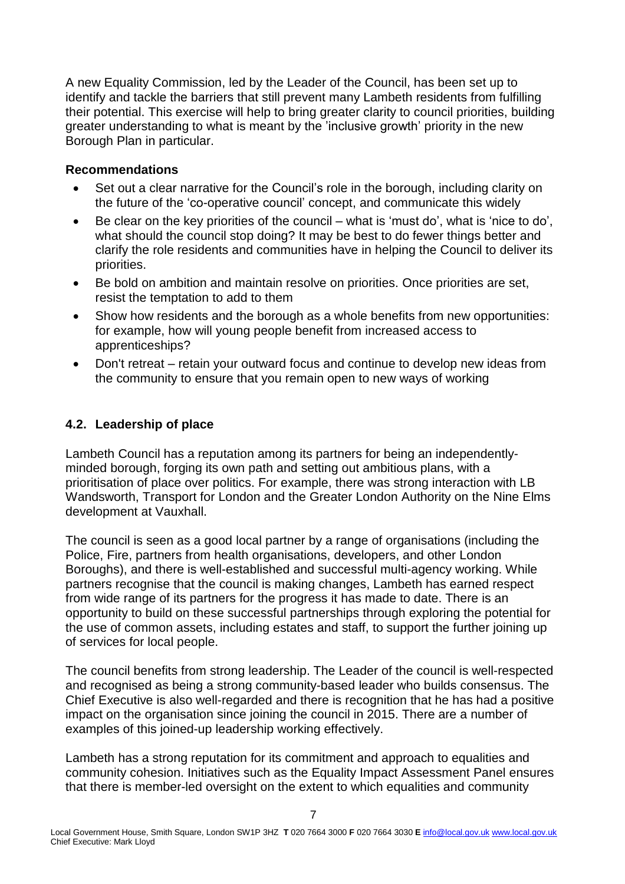A new Equality Commission, led by the Leader of the Council, has been set up to identify and tackle the barriers that still prevent many Lambeth residents from fulfilling their potential. This exercise will help to bring greater clarity to council priorities, building greater understanding to what is meant by the 'inclusive growth' priority in the new Borough Plan in particular.

**Recommendations**

- Set out a clear narrative for the Council's role in the borough, including clarity on the future of the 'co-operative council' concept, and communicate this widely
- Be clear on the key priorities of the council – what is 'must do', what is 'nice to do', what should the council stop doing? It may be best to do fewer things better and clarify the role residents and communities have in helping the Council to deliver its priorities.
- Be bold on ambition and maintain resolve on priorities. Once priorities are set, resist the temptation to add to them
- Show how residents and the borough as a whole benefits from new opportunities: for example, how will young people benefit from increased access to apprenticeships?
- Don't retreat – retain your outward focus and continue to develop new ideas from the community to ensure that you remain open to new ways of working

### 4.2. Leadership of place

Lambeth Council has a reputation among its partners for being an independently-minded borough, forging its own path and setting out ambitious plans, with a prioritisation of place over politics. For example, there was strong interaction with LB Wandsworth, Transport for London and the Greater London Authority on the Nine Elms development at Vauxhall.

The council is seen as a good local partner by a range of organisations (including the Police, Fire, partners from health organisations, developers, and other London Boroughs), and there is well-established and successful multi-agency working. While partners recognise that the council is making changes, Lambeth has earned respect from wide range of its partners for the progress it has made to date. There is an opportunity to build on these successful partnerships through exploring the potential for the use of common assets, including estates and staff, to support the further joining up of services for local people.

The council benefits from strong leadership. The Leader of the council is well-respected and recognised as being a strong community-based leader who builds consensus. The Chief Executive is also well-regarded and there is recognition that he has had a positive impact on the organisation since joining the council in 2015. There are a number of examples of this joined-up leadership working effectively.

Lambeth has a strong reputation for its commitment and approach to equalities and community cohesion. Initiatives such as the Equality Impact Assessment Panel ensures that there is member-led oversight on the extent to which equalities and community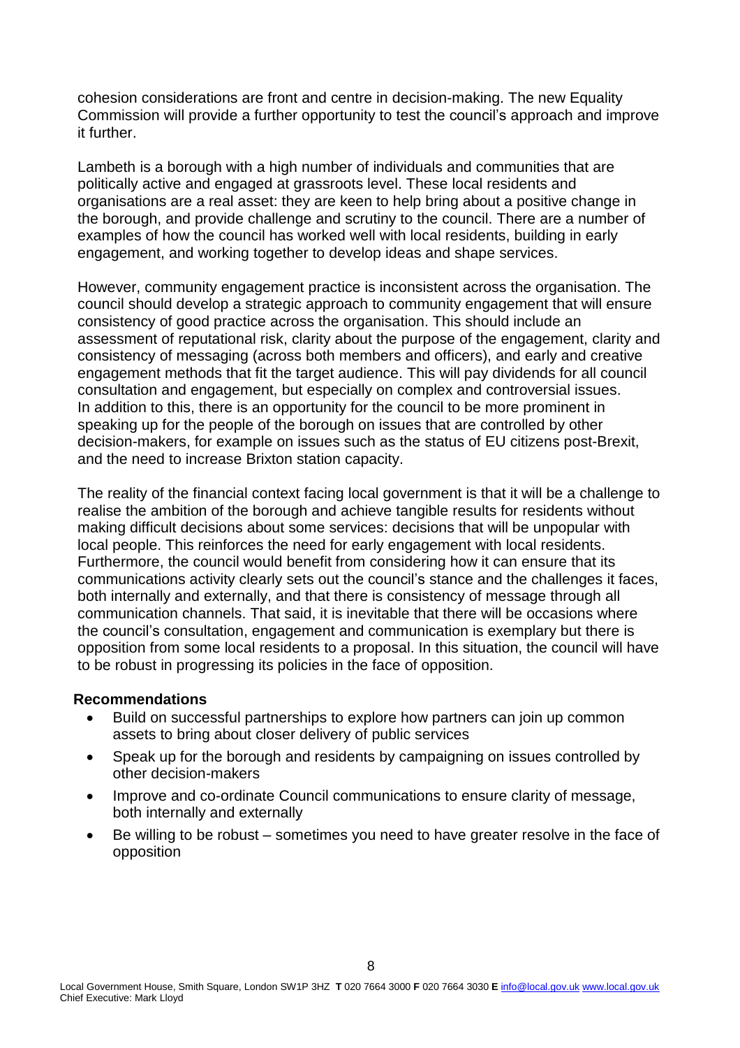cohesion considerations are front and centre in decision-making. The new Equality Commission will provide a further opportunity to test the council's approach and improve it further.

Lambeth is a borough with a high number of individuals and communities that are politically active and engaged at grassroots level. These local residents and organisations are a real asset: they are keen to help bring about a positive change in the borough, and provide challenge and scrutiny to the council. There are a number of examples of how the council has worked well with local residents, building in early engagement, and working together to develop ideas and shape services.

However, community engagement practice is inconsistent across the organisation. The council should develop a strategic approach to community engagement that will ensure consistency of good practice across the organisation. This should include an assessment of reputational risk, clarity about the purpose of the engagement, clarity and consistency of messaging (across both members and officers), and early and creative engagement methods that fit the target audience. This will pay dividends for all council consultation and engagement, but especially on complex and controversial issues. In addition to this, there is an opportunity for the council to be more prominent in speaking up for the people of the borough on issues that are controlled by other decision-makers, for example on issues such as the status of EU citizens post-Brexit, and the need to increase Brixton station capacity.

The reality of the financial context facing local government is that it will be a challenge to realise the ambition of the borough and achieve tangible results for residents without making difficult decisions about some services: decisions that will be unpopular with local people. This reinforces the need for early engagement with local residents. Furthermore, the council would benefit from considering how it can ensure that its communications activity clearly sets out the council's stance and the challenges it faces, both internally and externally, and that there is consistency of message through all communication channels. That said, it is inevitable that there will be occasions where the council's consultation, engagement and communication is exemplary but there is opposition from some local residents to a proposal. In this situation, the council will have to be robust in progressing its policies in the face of opposition.

**Recommendations**

- Build on successful partnerships to explore how partners can join up common assets to bring about closer delivery of public services
- Speak up for the borough and residents by campaigning on issues controlled by other decision-makers
- Improve and co-ordinate Council communications to ensure clarity of message, both internally and externally
- Be willing to be robust – sometimes you need to have greater resolve in the face of opposition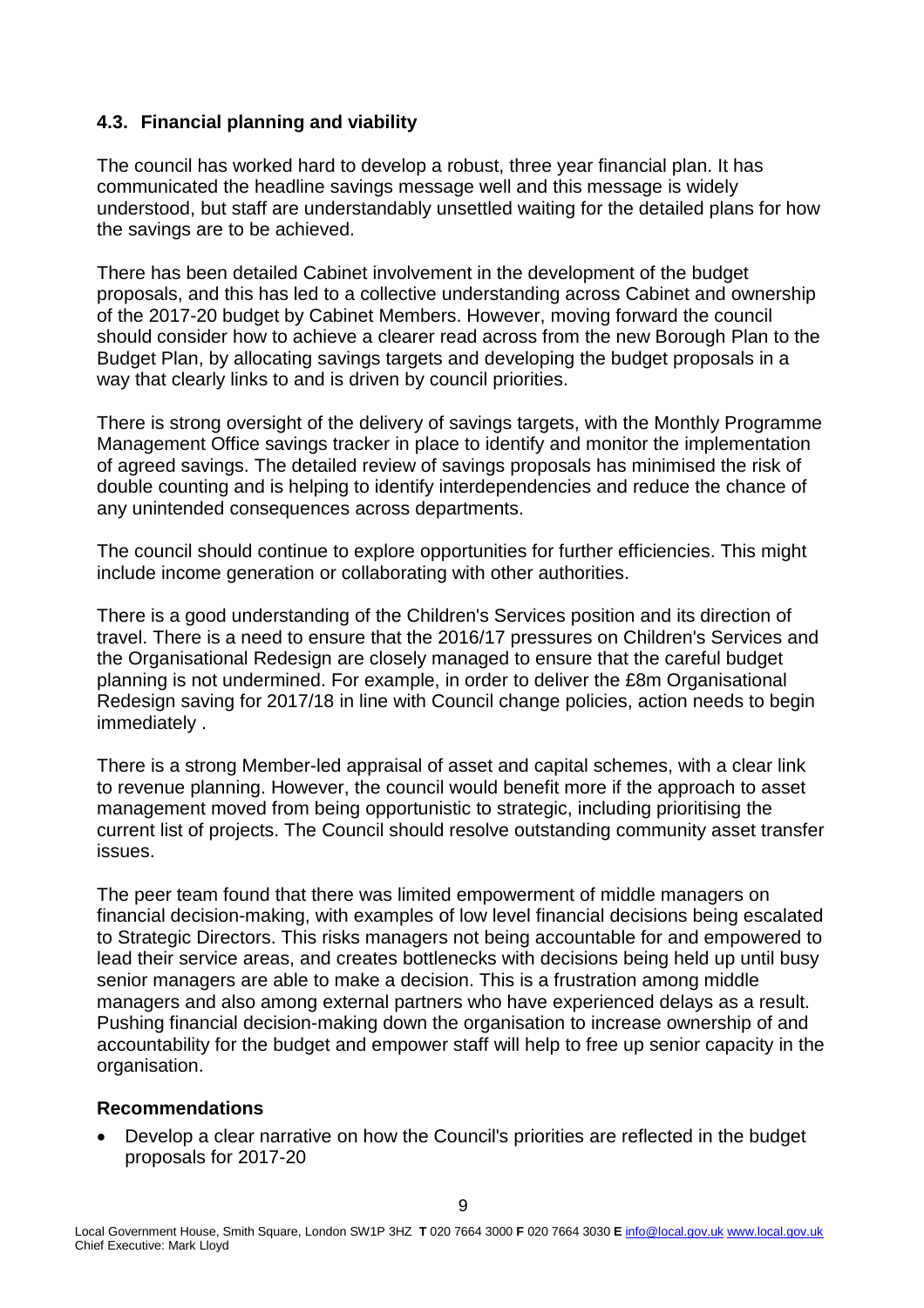### 4.3. Financial planning and viability

The council has worked hard to develop a robust, three year financial plan. It has communicated the headline savings message well and this message is widely understood, but staff are understandably unsettled waiting for the detailed plans for how the savings are to be achieved.

There has been detailed Cabinet involvement in the development of the budget proposals, and this has led to a collective understanding across Cabinet and ownership of the 2017-20 budget by Cabinet Members. However, moving forward the council should consider how to achieve a clearer read across from the new Borough Plan to the Budget Plan, by allocating savings targets and developing the budget proposals in a way that clearly links to and is driven by council priorities.

There is strong oversight of the delivery of savings targets, with the Monthly Programme Management Office savings tracker in place to identify and monitor the implementation of agreed savings. The detailed review of savings proposals has minimised the risk of double counting and is helping to identify interdependencies and reduce the chance of any unintended consequences across departments.

The council should continue to explore opportunities for further efficiencies. This might include income generation or collaborating with other authorities.

There is a good understanding of the Children's Services position and its direction of travel. There is a need to ensure that the 2016/17 pressures on Children's Services and the Organisational Redesign are closely managed to ensure that the careful budget planning is not undermined. For example, in order to deliver the £8m Organisational Redesign saving for 2017/18 in line with Council change policies, action needs to begin immediately .

There is a strong Member-led appraisal of asset and capital schemes, with a clear link to revenue planning. However, the council would benefit more if the approach to asset management moved from being opportunistic to strategic, including prioritising the current list of projects. The Council should resolve outstanding community asset transfer issues.

The peer team found that there was limited empowerment of middle managers on financial decision-making, with examples of low level financial decisions being escalated to Strategic Directors. This risks managers not being accountable for and empowered to lead their service areas, and creates bottlenecks with decisions being held up until busy senior managers are able to make a decision. This is a frustration among middle managers and also among external partners who have experienced delays as a result. Pushing financial decision-making down the organisation to increase ownership of and accountability for the budget and empower staff will help to free up senior capacity in the organisation.

**Recommendations**

- Develop a clear narrative on how the Council's priorities are reflected in the budget proposals for 2017-20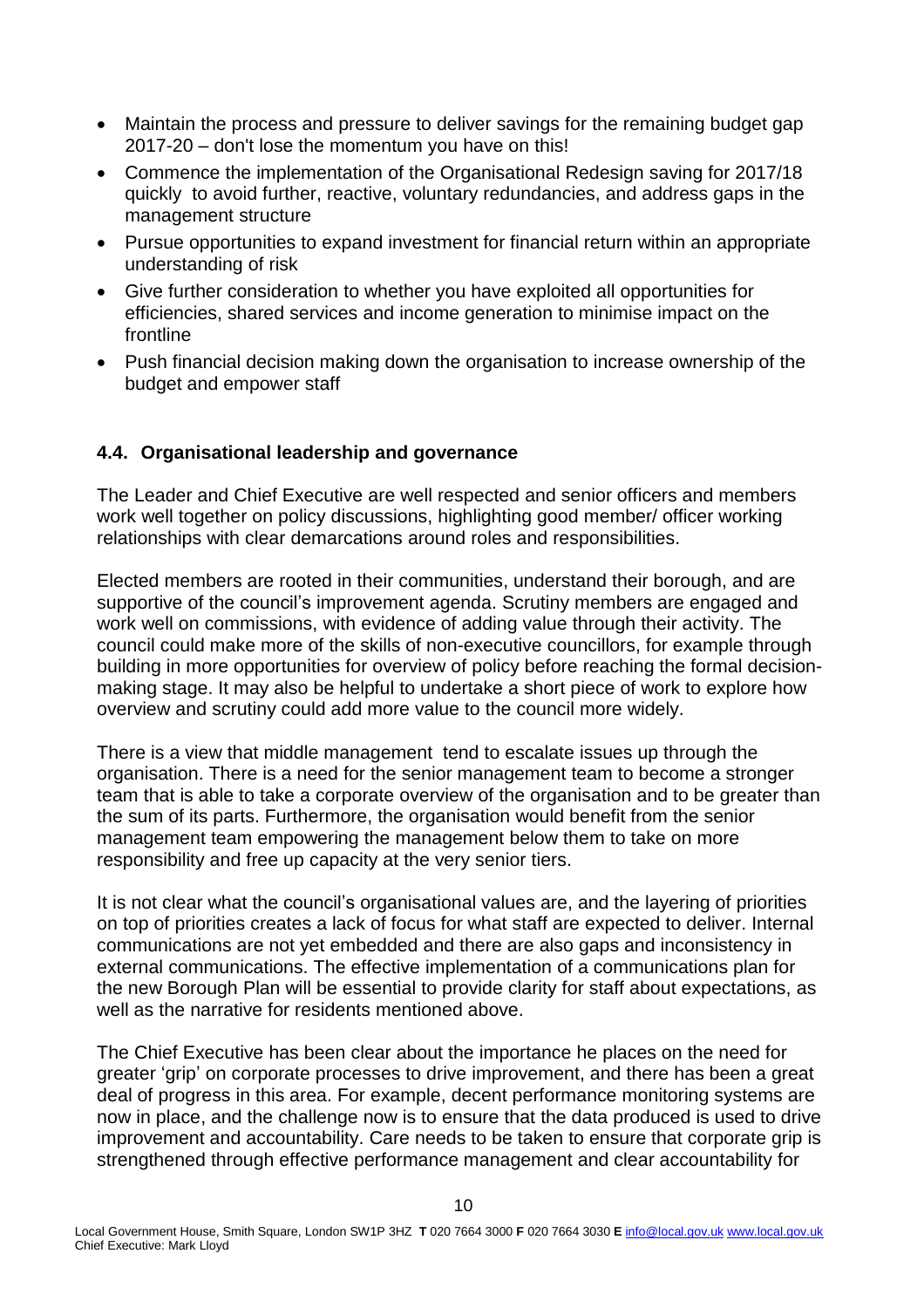- Maintain the process and pressure to deliver savings for the remaining budget gap 2017-20 – don't lose the momentum you have on this!
- Commence the implementation of the Organisational Redesign saving for 2017/18 quickly to avoid further, reactive, voluntary redundancies, and address gaps in the management structure
- Pursue opportunities to expand investment for financial return within an appropriate understanding of risk
- Give further consideration to whether you have exploited all opportunities for efficiencies, shared services and income generation to minimise impact on the frontline
- Push financial decision making down the organisation to increase ownership of the budget and empower staff

### 4.4. Organisational leadership and governance

The Leader and Chief Executive are well respected and senior officers and members work well together on policy discussions, highlighting good member/ officer working relationships with clear demarcations around roles and responsibilities.

Elected members are rooted in their communities, understand their borough, and are supportive of the council's improvement agenda. Scrutiny members are engaged and work well on commissions, with evidence of adding value through their activity. The council could make more of the skills of non-executive councillors, for example through building in more opportunities for overview of policy before reaching the formal decision-making stage. It may also be helpful to undertake a short piece of work to explore how overview and scrutiny could add more value to the council more widely.

There is a view that middle management tend to escalate issues up through the organisation. There is a need for the senior management team to become a stronger team that is able to take a corporate overview of the organisation and to be greater than the sum of its parts. Furthermore, the organisation would benefit from the senior management team empowering the management below them to take on more responsibility and free up capacity at the very senior tiers.

It is not clear what the council's organisational values are, and the layering of priorities on top of priorities creates a lack of focus for what staff are expected to deliver. Internal communications are not yet embedded and there are also gaps and inconsistency in external communications. The effective implementation of a communications plan for the new Borough Plan will be essential to provide clarity for staff about expectations, as well as the narrative for residents mentioned above.

The Chief Executive has been clear about the importance he places on the need for greater 'grip' on corporate processes to drive improvement, and there has been a great deal of progress in this area. For example, decent performance monitoring systems are now in place, and the challenge now is to ensure that the data produced is used to drive improvement and accountability. Care needs to be taken to ensure that corporate grip is strengthened through effective performance management and clear accountability for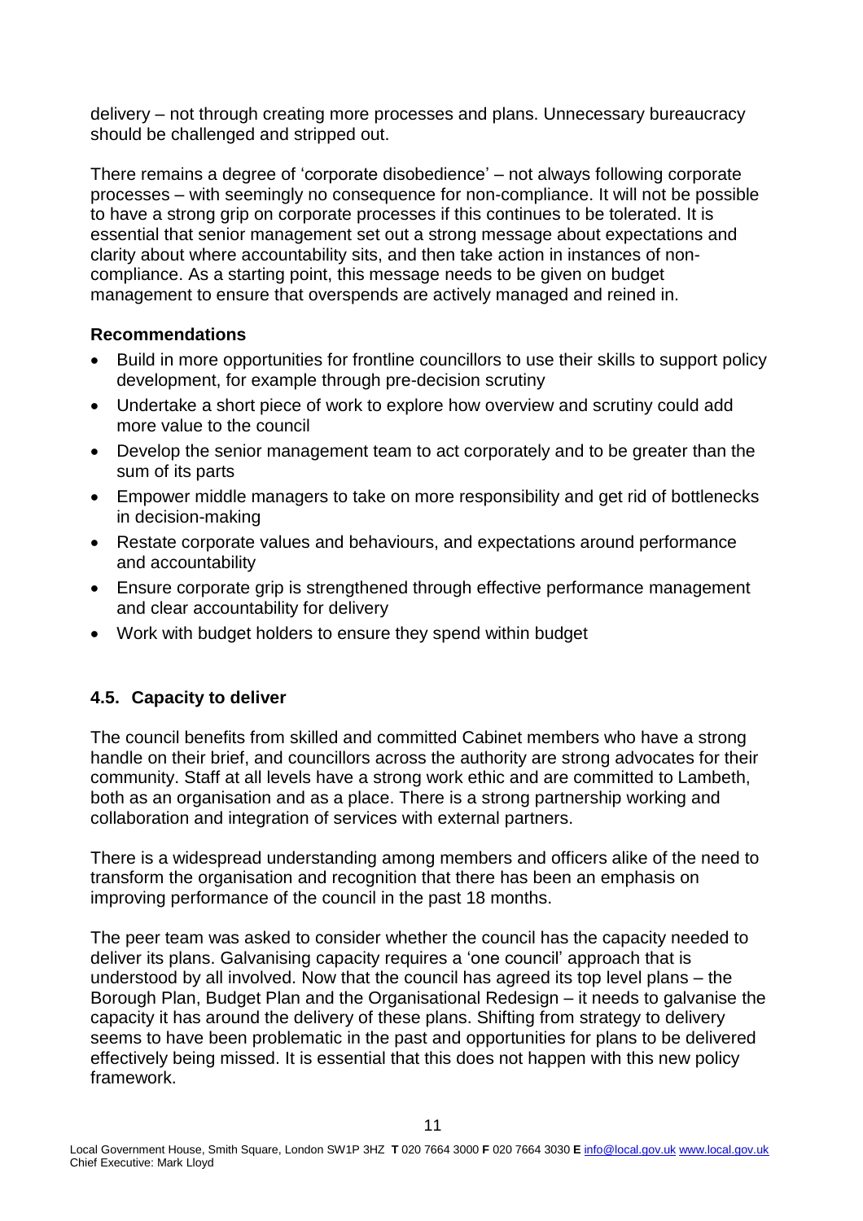delivery – not through creating more processes and plans. Unnecessary bureaucracy should be challenged and stripped out.

There remains a degree of 'corporate disobedience' – not always following corporate processes – with seemingly no consequence for non-compliance. It will not be possible to have a strong grip on corporate processes if this continues to be tolerated. It is essential that senior management set out a strong message about expectations and clarity about where accountability sits, and then take action in instances of non-compliance. As a starting point, this message needs to be given on budget management to ensure that overspends are actively managed and reined in.

**Recommendations**

- Build in more opportunities for frontline councillors to use their skills to support policy development, for example through pre-decision scrutiny
- Undertake a short piece of work to explore how overview and scrutiny could add more value to the council
- Develop the senior management team to act corporately and to be greater than the sum of its parts
- Empower middle managers to take on more responsibility and get rid of bottlenecks in decision-making
- Restate corporate values and behaviours, and expectations around performance and accountability
- Ensure corporate grip is strengthened through effective performance management and clear accountability for delivery
- Work with budget holders to ensure they spend within budget

### 4.5. Capacity to deliver

The council benefits from skilled and committed Cabinet members who have a strong handle on their brief, and councillors across the authority are strong advocates for their community. Staff at all levels have a strong work ethic and are committed to Lambeth, both as an organisation and as a place. There is a strong partnership working and collaboration and integration of services with external partners.

There is a widespread understanding among members and officers alike of the need to transform the organisation and recognition that there has been an emphasis on improving performance of the council in the past 18 months.

The peer team was asked to consider whether the council has the capacity needed to deliver its plans. Galvanising capacity requires a 'one council' approach that is understood by all involved. Now that the council has agreed its top level plans – the Borough Plan, Budget Plan and the Organisational Redesign – it needs to galvanise the capacity it has around the delivery of these plans. Shifting from strategy to delivery seems to have been problematic in the past and opportunities for plans to be delivered effectively being missed. It is essential that this does not happen with this new policy framework.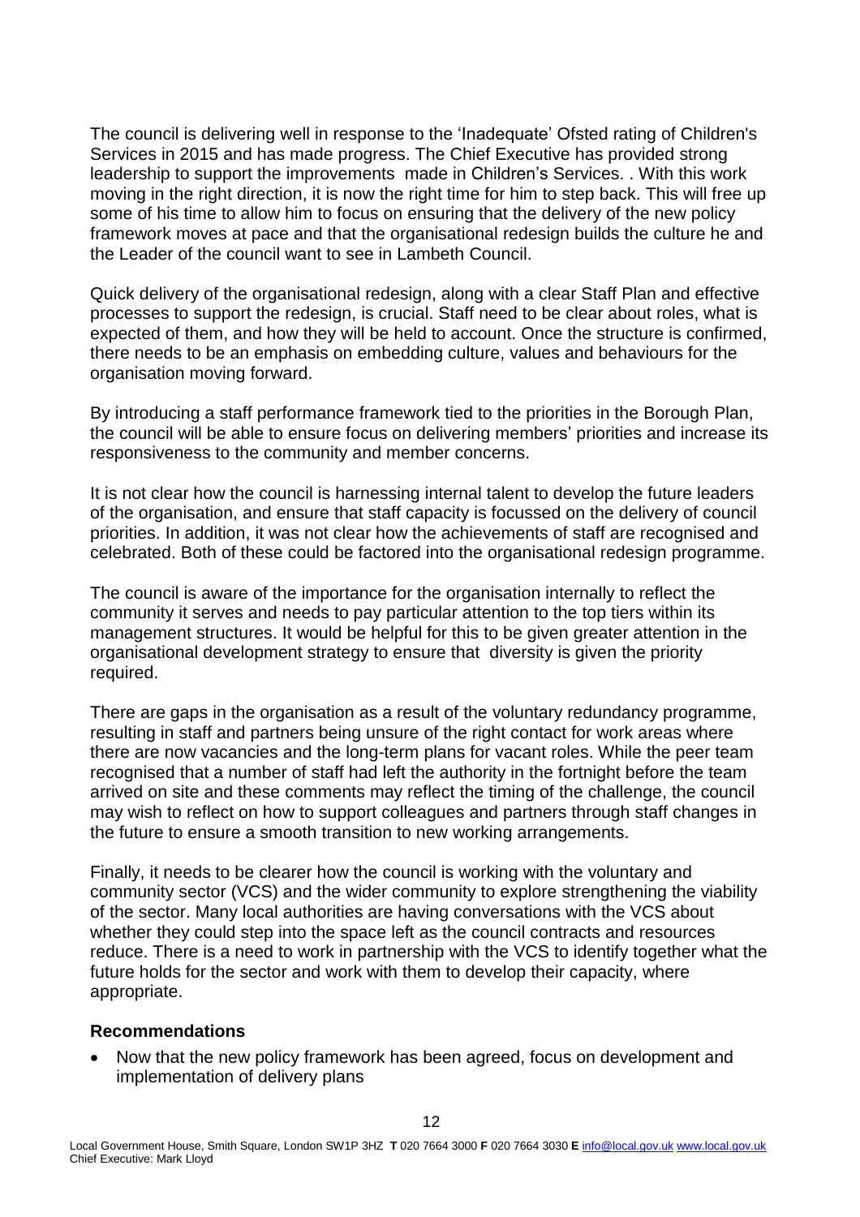The council is delivering well in response to the 'Inadequate' Ofsted rating of Children's Services in 2015 and has made progress. The Chief Executive has provided strong leadership to support the improvements made in Children's Services. . With this work moving in the right direction, it is now the right time for him to step back. This will free up some of his time to allow him to focus on ensuring that the delivery of the new policy framework moves at pace and that the organisational redesign builds the culture he and the Leader of the council want to see in Lambeth Council.

Quick delivery of the organisational redesign, along with a clear Staff Plan and effective processes to support the redesign, is crucial. Staff need to be clear about roles, what is expected of them, and how they will be held to account. Once the structure is confirmed, there needs to be an emphasis on embedding culture, values and behaviours for the organisation moving forward.

By introducing a staff performance framework tied to the priorities in the Borough Plan, the council will be able to ensure focus on delivering members' priorities and increase its responsiveness to the community and member concerns.

It is not clear how the council is harnessing internal talent to develop the future leaders of the organisation, and ensure that staff capacity is focussed on the delivery of council priorities. In addition, it was not clear how the achievements of staff are recognised and celebrated. Both of these could be factored into the organisational redesign programme.

The council is aware of the importance for the organisation internally to reflect the community it serves and needs to pay particular attention to the top tiers within its management structures. It would be helpful for this to be given greater attention in the organisational development strategy to ensure that diversity is given the priority required.

There are gaps in the organisation as a result of the voluntary redundancy programme, resulting in staff and partners being unsure of the right contact for work areas where there are now vacancies and the long-term plans for vacant roles. While the peer team recognised that a number of staff had left the authority in the fortnight before the team arrived on site and these comments may reflect the timing of the challenge, the council may wish to reflect on how to support colleagues and partners through staff changes in the future to ensure a smooth transition to new working arrangements.

Finally, it needs to be clearer how the council is working with the voluntary and community sector (VCS) and the wider community to explore strengthening the viability of the sector. Many local authorities are having conversations with the VCS about whether they could step into the space left as the council contracts and resources reduce. There is a need to work in partnership with the VCS to identify together what the future holds for the sector and work with them to develop their capacity, where appropriate.

**Recommendations**

- Now that the new policy framework has been agreed, focus on development and implementation of delivery plans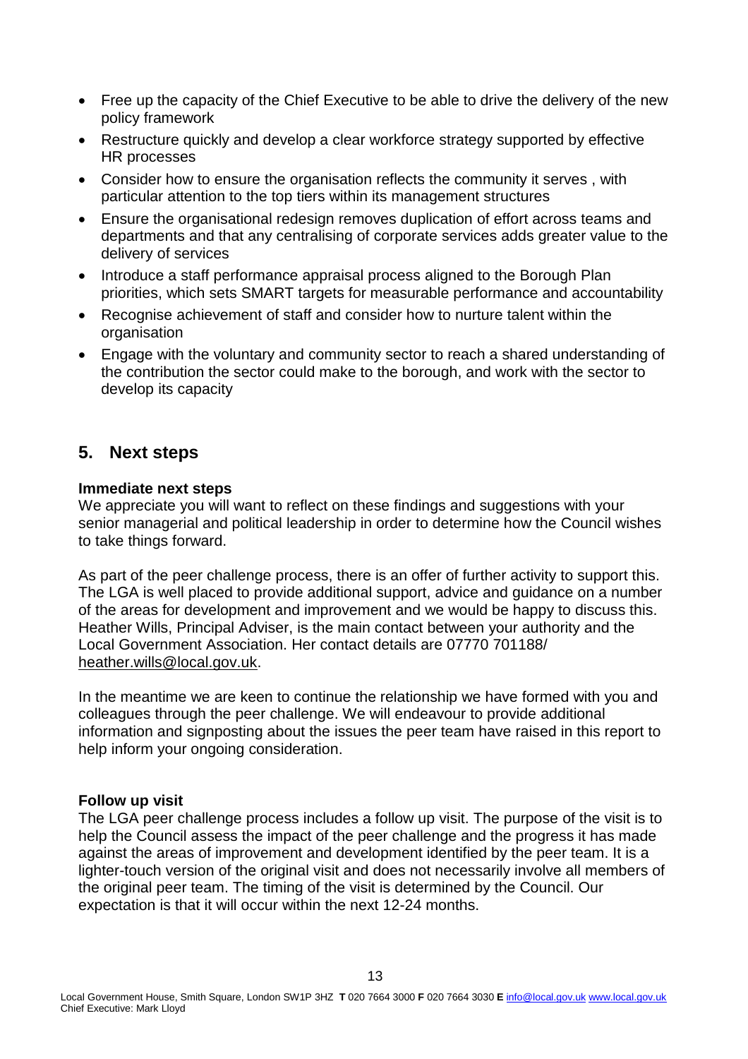- Free up the capacity of the Chief Executive to be able to drive the delivery of the new policy framework
- Restructure quickly and develop a clear workforce strategy supported by effective HR processes
- Consider how to ensure the organisation reflects the community it serves , with particular attention to the top tiers within its management structures
- Ensure the organisational redesign removes duplication of effort across teams and departments and that any centralising of corporate services adds greater value to the delivery of services
- Introduce a staff performance appraisal process aligned to the Borough Plan priorities, which sets SMART targets for measurable performance and accountability
- Recognise achievement of staff and consider how to nurture talent within the organisation
- Engage with the voluntary and community sector to reach a shared understanding of the contribution the sector could make to the borough, and work with the sector to develop its capacity

## 5. Next steps

**Immediate next steps**

We appreciate you will want to reflect on these findings and suggestions with your senior managerial and political leadership in order to determine how the Council wishes to take things forward.

As part of the peer challenge process, there is an offer of further activity to support this. The LGA is well placed to provide additional support, advice and guidance on a number of the areas for development and improvement and we would be happy to discuss this. Heather Wills, Principal Adviser, is the main contact between your authority and the Local Government Association. Her contact details are 07770 701188/ heather.wills@local.gov.uk.

In the meantime we are keen to continue the relationship we have formed with you and colleagues through the peer challenge. We will endeavour to provide additional information and signposting about the issues the peer team have raised in this report to help inform your ongoing consideration.

**Follow up visit**

The LGA peer challenge process includes a follow up visit. The purpose of the visit is to help the Council assess the impact of the peer challenge and the progress it has made against the areas of improvement and development identified by the peer team. It is a lighter-touch version of the original visit and does not necessarily involve all members of the original peer team. The timing of the visit is determined by the Council. Our expectation is that it will occur within the next 12-24 months.